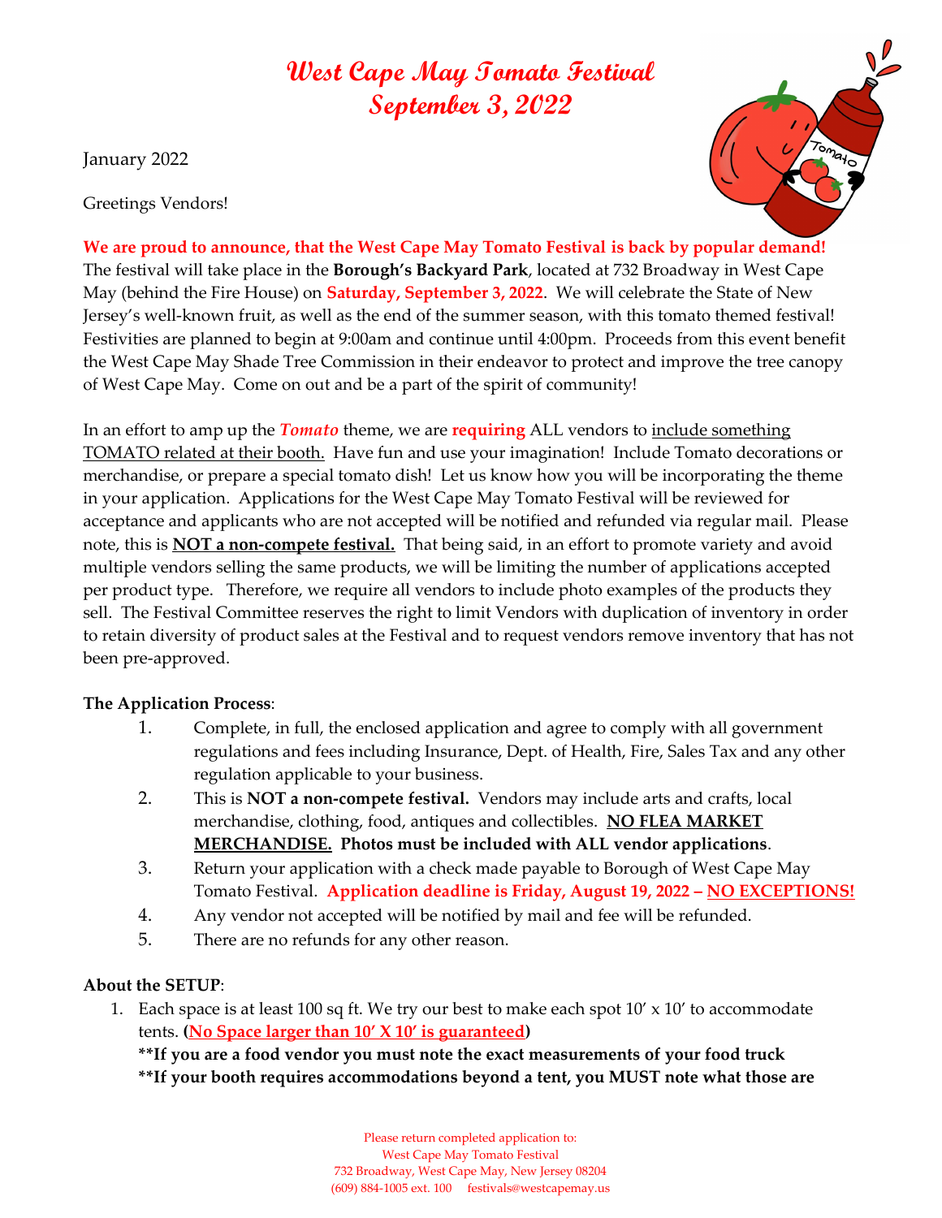# West Cape May Tomato Festival
# September 3, 2022

January 2022

Greetings Vendors!

**We are proud to announce, that the West Cape May Tomato Festival is back by popular demand!** The festival will take place in the **Borough's Backyard Park**, located at 732 Broadway in West Cape May (behind the Fire House) on **Saturday, September 3, 2022**. We will celebrate the State of New Jersey's well-known fruit, as well as the end of the summer season, with this tomato themed festival! Festivities are planned to begin at 9:00am and continue until 4:00pm. Proceeds from this event benefit the West Cape May Shade Tree Commission in their endeavor to protect and improve the tree canopy of West Cape May. Come on out and be a part of the spirit of community!

In an effort to amp up the ***Tomato*** theme, we are **requiring** ALL vendors to include something TOMATO related at their booth. Have fun and use your imagination! Include Tomato decorations or merchandise, or prepare a special tomato dish! Let us know how you will be incorporating the theme in your application. Applications for the West Cape May Tomato Festival will be reviewed for acceptance and applicants who are not accepted will be notified and refunded via regular mail. Please note, this is **NOT a non-compete festival.** That being said, in an effort to promote variety and avoid multiple vendors selling the same products, we will be limiting the number of applications accepted per product type. Therefore, we require all vendors to include photo examples of the products they sell. The Festival Committee reserves the right to limit Vendors with duplication of inventory in order to retain diversity of product sales at the Festival and to request vendors remove inventory that has not been pre-approved.

**The Application Process**:

1. Complete, in full, the enclosed application and agree to comply with all government regulations and fees including Insurance, Dept. of Health, Fire, Sales Tax and any other regulation applicable to your business.
2. This is **NOT a non-compete festival.** Vendors may include arts and crafts, local merchandise, clothing, food, antiques and collectibles. **NO FLEA MARKET MERCHANDISE. Photos must be included with ALL vendor applications**.
3. Return your application with a check made payable to Borough of West Cape May Tomato Festival. **Application deadline is Friday, August 19, 2022 – NO EXCEPTIONS!**
4. Any vendor not accepted will be notified by mail and fee will be refunded.
5. There are no refunds for any other reason.

**About the SETUP**:

1. Each space is at least 100 sq ft. We try our best to make each spot 10' x 10' to accommodate tents. **(No Space larger than 10' X 10' is guaranteed)**
   **\*\*If you are a food vendor you must note the exact measurements of your food truck**
   **\*\*If your booth requires accommodations beyond a tent, you MUST note what those are**

Please return completed application to:
West Cape May Tomato Festival
732 Broadway, West Cape May, New Jersey 08204
(609) 884-1005 ext. 100 festivals@westcapemay.us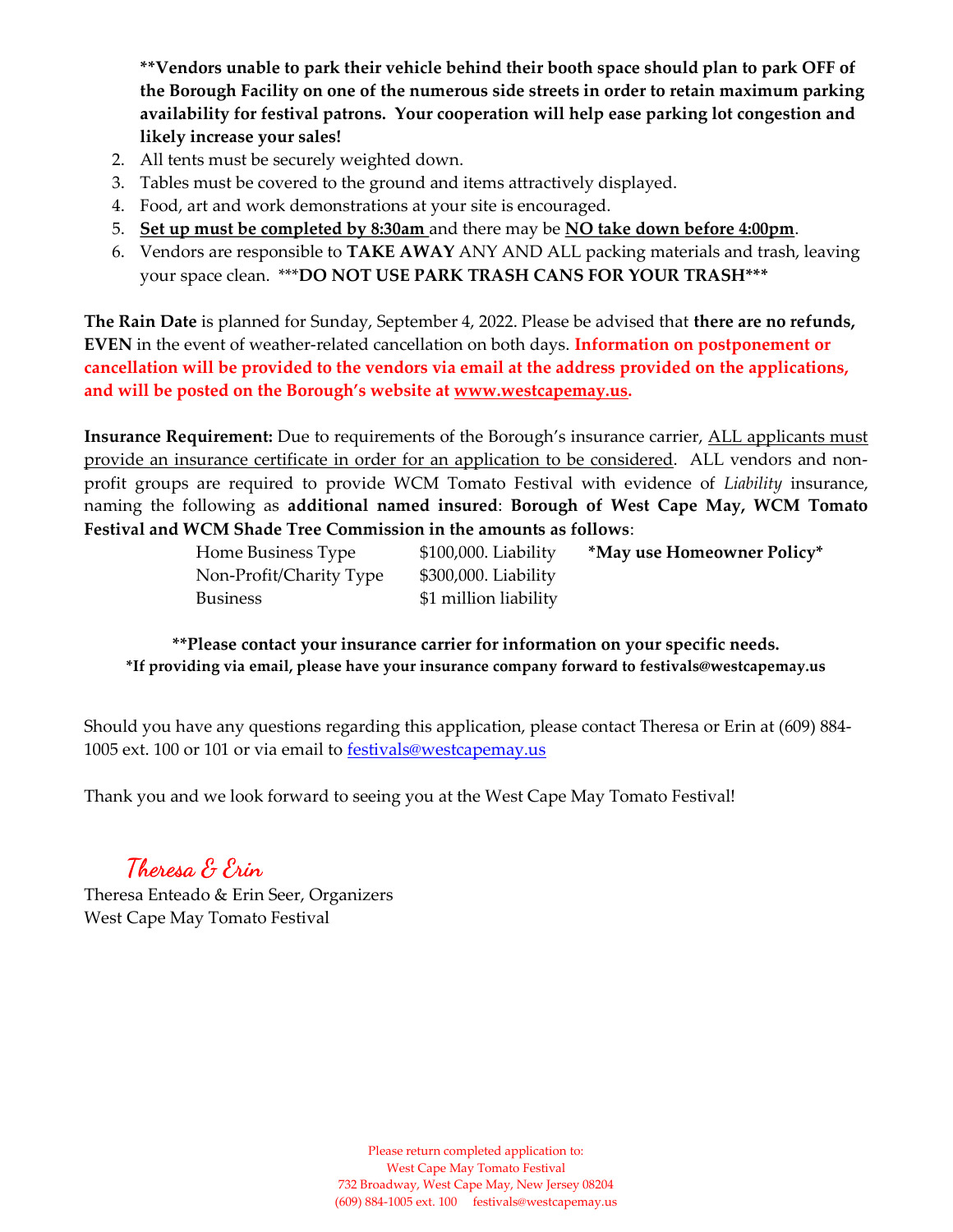**\*\*Vendors unable to park their vehicle behind their booth space should plan to park OFF of the Borough Facility on one of the numerous side streets in order to retain maximum parking availability for festival patrons. Your cooperation will help ease parking lot congestion and likely increase your sales!**

2. All tents must be securely weighted down.
3. Tables must be covered to the ground and items attractively displayed.
4. Food, art and work demonstrations at your site is encouraged.
5. **<u>Set up must be completed by 8:30am</u>** and there may be **<u>NO take down before 4:00pm</u>**.
6. Vendors are responsible to **TAKE AWAY** ANY AND ALL packing materials and trash, leaving your space clean. \*\*\***DO NOT USE PARK TRASH CANS FOR YOUR TRASH**\*\*\*

**The Rain Date** is planned for Sunday, September 4, 2022. Please be advised that **there are no refunds, EVEN** in the event of weather-related cancellation on both days. **Information on postponement or cancellation will be provided to the vendors via email at the address provided on the applications, and will be posted on the Borough's website at <u>www.westcapemay.us</u>.**

**Insurance Requirement:** Due to requirements of the Borough's insurance carrier, <u>ALL applicants must provide an insurance certificate in order for an application to be considered</u>. ALL vendors and non-profit groups are required to provide WCM Tomato Festival with evidence of *Liability* insurance, naming the following as **additional named insured**: **Borough of West Cape May, WCM Tomato Festival and WCM Shade Tree Commission in the amounts as follows**:

| | | |
|---|---|---|
| Home Business Type | $100,000. Liability | **\*May use Homeowner Policy\*** |
| Non-Profit/Charity Type | $300,000. Liability | |
| Business | $1 million liability | |

**\*\*Please contact your insurance carrier for information on your specific needs.**
**\*If providing via email, please have your insurance company forward to festivals@westcapemay.us**

Should you have any questions regarding this application, please contact Theresa or Erin at (609) 884-1005 ext. 100 or 101 or via email to festivals@westcapemay.us

Thank you and we look forward to seeing you at the West Cape May Tomato Festival!

*Theresa & Erin*

Theresa Enteado & Erin Seer, Organizers
West Cape May Tomato Festival

Please return completed application to:
West Cape May Tomato Festival
732 Broadway, West Cape May, New Jersey 08204
(609) 884-1005 ext. 100 festivals@westcapemay.us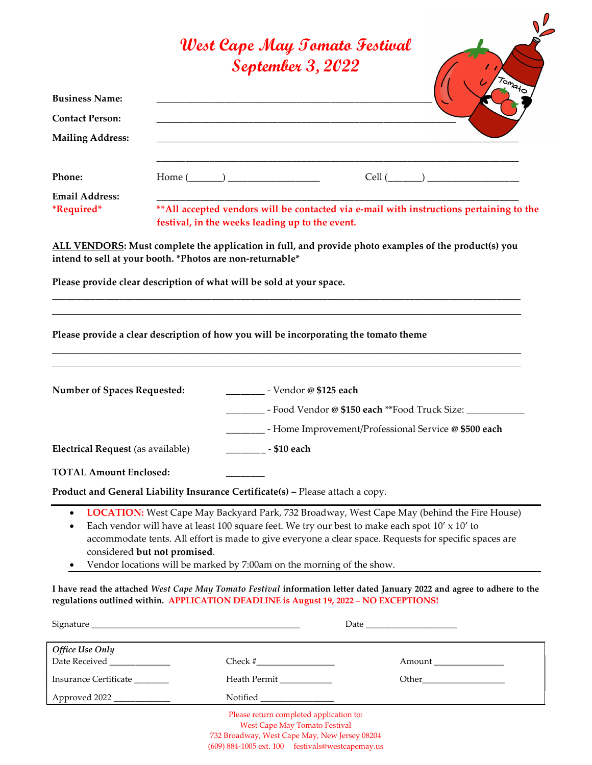# West Cape May Tomato Festival
# September 3, 2022

**Business Name:** ________________________________________________

**Contact Person:** ________________________________________________

**Mailing Address:** ________________________________________________

________________________________________________

**Phone:** Home (_______) ___________________ Cell (_______) ___________________

**Email Address:** ________________________________________________

***Required***

****All accepted vendors will be contacted via e-mail with instructions pertaining to the festival, in the weeks leading up to the event.**

<u>**ALL VENDORS**</u>**: Must complete the application in full, and provide photo examples of the product(s) you intend to sell at your booth. *Photos are non-returnable***

**Please provide clear description of what will be sold at your space.**

________________________________________________________________________________

________________________________________________________________________________

**Please provide a clear description of how you will be incorporating the tomato theme**

________________________________________________________________________________

________________________________________________________________________________

**Number of Spaces Requested:** ________ - Vendor **@ $125 each**

________ - Food Vendor **@ $150 each** **Food Truck Size: ____________

________ - Home Improvement/Professional Service **@ $500 each**

**Electrical Request** (as available) ________ - **$10 each**

**TOTAL Amount Enclosed:** ________

**Product and General Liability Insurance Certificate(s) –** Please attach a copy.

- **LOCATION:** West Cape May Backyard Park, 732 Broadway, West Cape May (behind the Fire House)
- Each vendor will have at least 100 square feet. We try our best to make each spot 10' x 10' to accommodate tents. All effort is made to give everyone a clear space. Requests for specific spaces are considered **but not promised**.
- Vendor locations will be marked by 7:00am on the morning of the show.

**I have read the attached *West Cape May Tomato Festival* information letter dated January 2022 and agree to adhere to the regulations outlined within. APPLICATION DEADLINE is August 19, 2022 – NO EXCEPTIONS!**

Signature ________________________________________ Date ____________________

*Office Use Only*

| | | |
|---|---|---|
| Date Received _____________ | Check #_________________ | Amount _______________ |
| Insurance Certificate ________ | Heath Permit ___________ | Other__________________ |
| Approved 2022 _____________ | Notified ________________ | |

Please return completed application to:
West Cape May Tomato Festival
732 Broadway, West Cape May, New Jersey 08204
(609) 884-1005 ext. 100 festivals@westcapemay.us